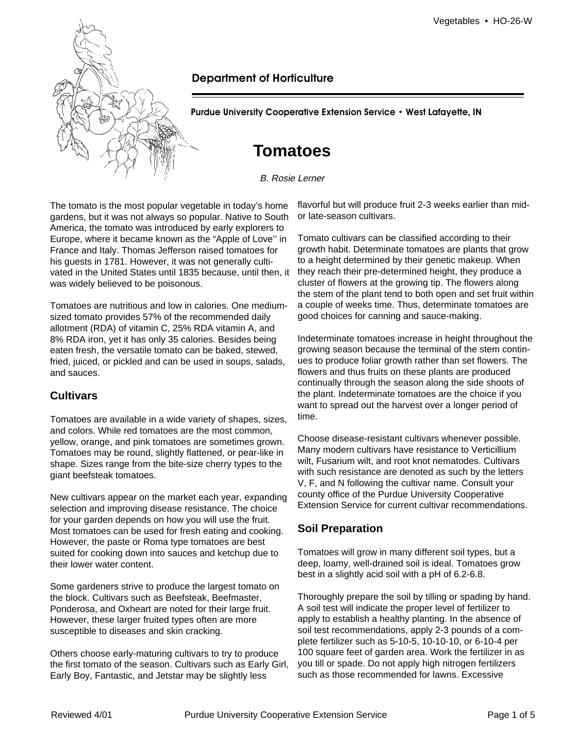Department of Horticulture

Purdue University Cooperative Extension Service • West Lafayette, IN

# Tomatoes

*B. Rosie Lerner*

The tomato is the most popular vegetable in today's home gardens, but it was not always so popular. Native to South America, the tomato was introduced by early explorers to Europe, where it became known as the "Apple of Love'' in France and Italy. Thomas Jefferson raised tomatoes for his guests in 1781. However, it was not generally cultivated in the United States until 1835 because, until then, it was widely believed to be poisonous.

Tomatoes are nutritious and low in calories. One medium-sized tomato provides 57% of the recommended daily allotment (RDA) of vitamin C, 25% RDA vitamin A, and 8% RDA iron, yet it has only 35 calories. Besides being eaten fresh, the versatile tomato can be baked, stewed, fried, juiced, or pickled and can be used in soups, salads, and sauces.

## Cultivars

Tomatoes are available in a wide variety of shapes, sizes, and colors. While red tomatoes are the most common, yellow, orange, and pink tomatoes are sometimes grown. Tomatoes may be round, slightly flattened, or pear-like in shape. Sizes range from the bite-size cherry types to the giant beefsteak tomatoes.

New cultivars appear on the market each year, expanding selection and improving disease resistance. The choice for your garden depends on how you will use the fruit. Most tomatoes can be used for fresh eating and cooking. However, the paste or Roma type tomatoes are best suited for cooking down into sauces and ketchup due to their lower water content.

Some gardeners strive to produce the largest tomato on the block. Cultivars such as Beefsteak, Beefmaster, Ponderosa, and Oxheart are noted for their large fruit. However, these larger fruited types often are more susceptible to diseases and skin cracking.

Others choose early-maturing cultivars to try to produce the first tomato of the season. Cultivars such as Early Girl, Early Boy, Fantastic, and Jetstar may be slightly less flavorful but will produce fruit 2-3 weeks earlier than mid- or late-season cultivars.

Tomato cultivars can be classified according to their growth habit. Determinate tomatoes are plants that grow to a height determined by their genetic makeup. When they reach their pre-determined height, they produce a cluster of flowers at the growing tip. The flowers along the stem of the plant tend to both open and set fruit within a couple of weeks time. Thus, determinate tomatoes are good choices for canning and sauce-making.

Indeterminate tomatoes increase in height throughout the growing season because the terminal of the stem continues to produce foliar growth rather than set flowers. The flowers and thus fruits on these plants are produced continually through the season along the side shoots of the plant. Indeterminate tomatoes are the choice if you want to spread out the harvest over a longer period of time.

Choose disease-resistant cultivars whenever possible. Many modern cultivars have resistance to Verticillium wilt, Fusarium wilt, and root knot nematodes. Cultivars with such resistance are denoted as such by the letters V, F, and N following the cultivar name. Consult your county office of the Purdue University Cooperative Extension Service for current cultivar recommendations.

## Soil Preparation

Tomatoes will grow in many different soil types, but a deep, loamy, well-drained soil is ideal. Tomatoes grow best in a slightly acid soil with a pH of 6.2-6.8.

Thoroughly prepare the soil by tilling or spading by hand. A soil test will indicate the proper level of fertilizer to apply to establish a healthy planting. In the absence of soil test recommendations, apply 2-3 pounds of a complete fertilizer such as 5-10-5, 10-10-10, or 6-10-4 per 100 square feet of garden area. Work the fertilizer in as you till or spade. Do not apply high nitrogen fertilizers such as those recommended for lawns. Excessive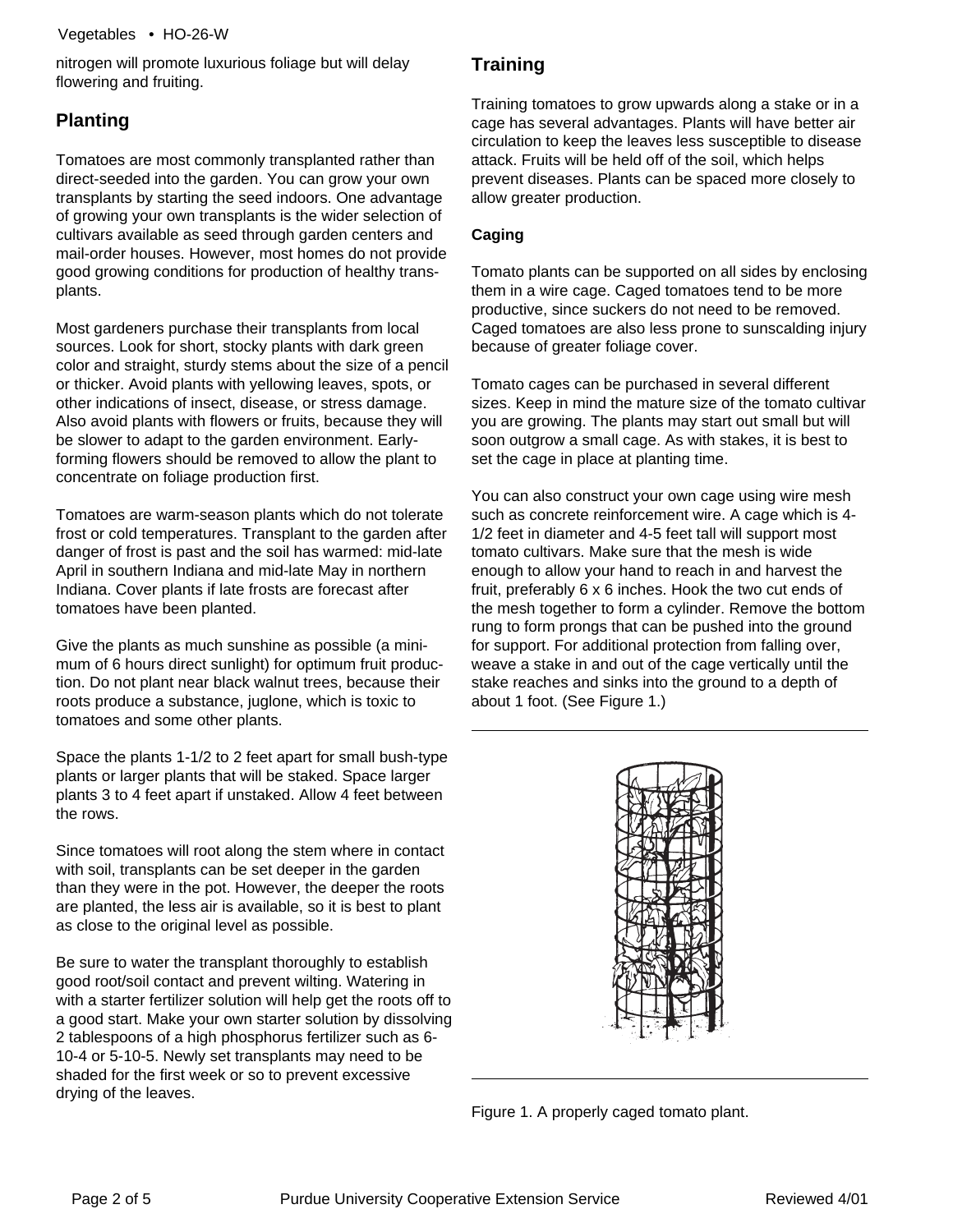nitrogen will promote luxurious foliage but will delay flowering and fruiting.

## Planting

Tomatoes are most commonly transplanted rather than direct-seeded into the garden. You can grow your own transplants by starting the seed indoors. One advantage of growing your own transplants is the wider selection of cultivars available as seed through garden centers and mail-order houses. However, most homes do not provide good growing conditions for production of healthy transplants.

Most gardeners purchase their transplants from local sources. Look for short, stocky plants with dark green color and straight, sturdy stems about the size of a pencil or thicker. Avoid plants with yellowing leaves, spots, or other indications of insect, disease, or stress damage. Also avoid plants with flowers or fruits, because they will be slower to adapt to the garden environment. Early-forming flowers should be removed to allow the plant to concentrate on foliage production first.

Tomatoes are warm-season plants which do not tolerate frost or cold temperatures. Transplant to the garden after danger of frost is past and the soil has warmed: mid-late April in southern Indiana and mid-late May in northern Indiana. Cover plants if late frosts are forecast after tomatoes have been planted.

Give the plants as much sunshine as possible (a minimum of 6 hours direct sunlight) for optimum fruit production. Do not plant near black walnut trees, because their roots produce a substance, juglone, which is toxic to tomatoes and some other plants.

Space the plants 1-1/2 to 2 feet apart for small bush-type plants or larger plants that will be staked. Space larger plants 3 to 4 feet apart if unstaked. Allow 4 feet between the rows.

Since tomatoes will root along the stem where in contact with soil, transplants can be set deeper in the garden than they were in the pot. However, the deeper the roots are planted, the less air is available, so it is best to plant as close to the original level as possible.

Be sure to water the transplant thoroughly to establish good root/soil contact and prevent wilting. Watering in with a starter fertilizer solution will help get the roots off to a good start. Make your own starter solution by dissolving 2 tablespoons of a high phosphorus fertilizer such as 6-10-4 or 5-10-5. Newly set transplants may need to be shaded for the first week or so to prevent excessive drying of the leaves.

## Training

Training tomatoes to grow upwards along a stake or in a cage has several advantages. Plants will have better air circulation to keep the leaves less susceptible to disease attack. Fruits will be held off of the soil, which helps prevent diseases. Plants can be spaced more closely to allow greater production.

### Caging

Tomato plants can be supported on all sides by enclosing them in a wire cage. Caged tomatoes tend to be more productive, since suckers do not need to be removed. Caged tomatoes are also less prone to sunscalding injury because of greater foliage cover.

Tomato cages can be purchased in several different sizes. Keep in mind the mature size of the tomato cultivar you are growing. The plants may start out small but will soon outgrow a small cage. As with stakes, it is best to set the cage in place at planting time.

You can also construct your own cage using wire mesh such as concrete reinforcement wire. A cage which is 4-1/2 feet in diameter and 4-5 feet tall will support most tomato cultivars. Make sure that the mesh is wide enough to allow your hand to reach in and harvest the fruit, preferably 6 x 6 inches. Hook the two cut ends of the mesh together to form a cylinder. Remove the bottom rung to form prongs that can be pushed into the ground for support. For additional protection from falling over, weave a stake in and out of the cage vertically until the stake reaches and sinks into the ground to a depth of about 1 foot. (See Figure 1.)

Figure 1. A properly caged tomato plant.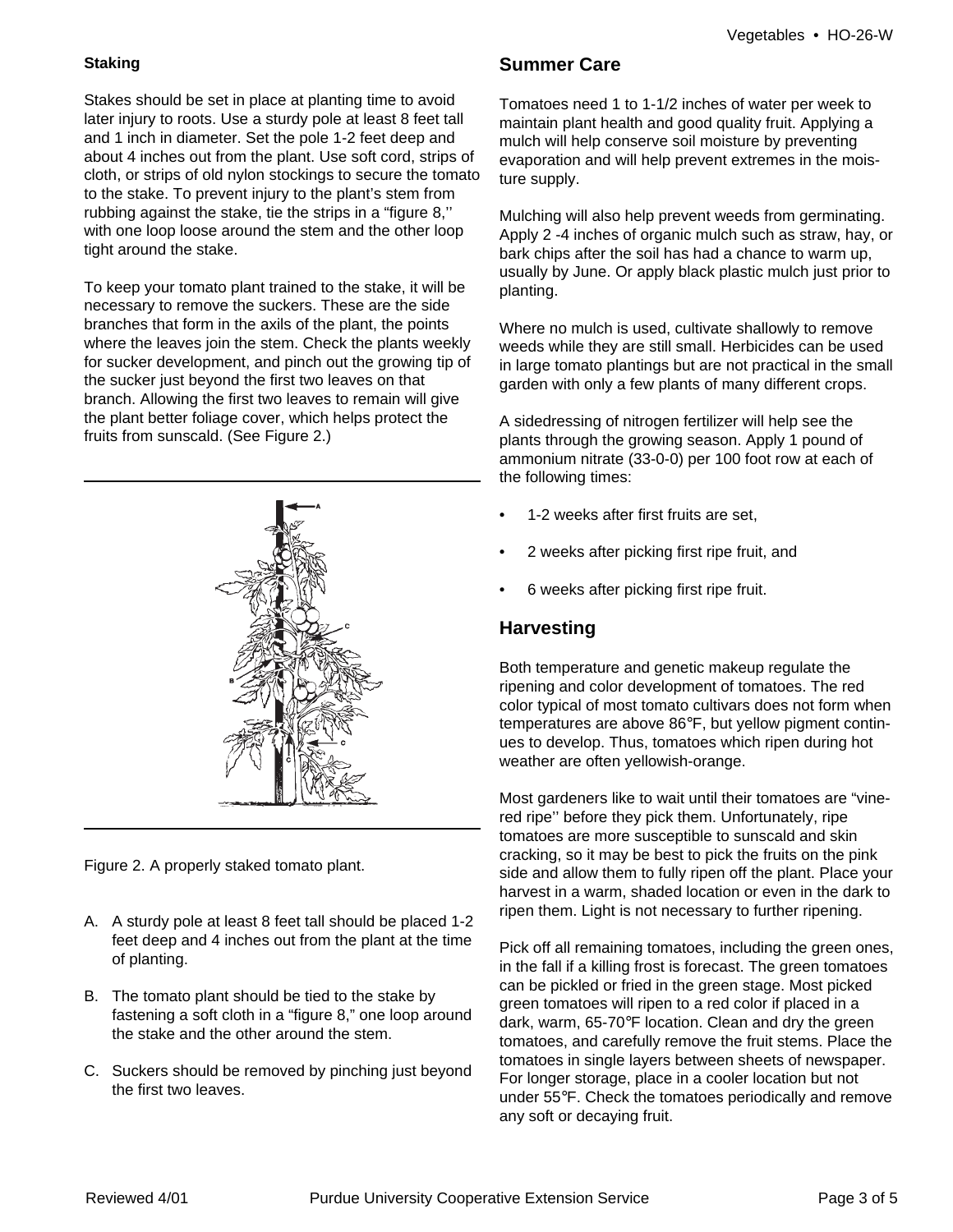### Staking

Stakes should be set in place at planting time to avoid later injury to roots. Use a sturdy pole at least 8 feet tall and 1 inch in diameter. Set the pole 1-2 feet deep and about 4 inches out from the plant. Use soft cord, strips of cloth, or strips of old nylon stockings to secure the tomato to the stake. To prevent injury to the plant's stem from rubbing against the stake, tie the strips in a "figure 8,'' with one loop loose around the stem and the other loop tight around the stake.

To keep your tomato plant trained to the stake, it will be necessary to remove the suckers. These are the side branches that form in the axils of the plant, the points where the leaves join the stem. Check the plants weekly for sucker development, and pinch out the growing tip of the sucker just beyond the first two leaves on that branch. Allowing the first two leaves to remain will give the plant better foliage cover, which helps protect the fruits from sunscald. (See Figure 2.)

Figure 2. A properly staked tomato plant.

A. A sturdy pole at least 8 feet tall should be placed 1-2 feet deep and 4 inches out from the plant at the time of planting.

B. The tomato plant should be tied to the stake by fastening a soft cloth in a "figure 8," one loop around the stake and the other around the stem.

C. Suckers should be removed by pinching just beyond the first two leaves.

## Summer Care

Tomatoes need 1 to 1-1/2 inches of water per week to maintain plant health and good quality fruit. Applying a mulch will help conserve soil moisture by preventing evaporation and will help prevent extremes in the moisture supply.

Mulching will also help prevent weeds from germinating. Apply 2 -4 inches of organic mulch such as straw, hay, or bark chips after the soil has had a chance to warm up, usually by June. Or apply black plastic mulch just prior to planting.

Where no mulch is used, cultivate shallowly to remove weeds while they are still small. Herbicides can be used in large tomato plantings but are not practical in the small garden with only a few plants of many different crops.

A sidedressing of nitrogen fertilizer will help see the plants through the growing season. Apply 1 pound of ammonium nitrate (33-0-0) per 100 foot row at each of the following times:

- 1-2 weeks after first fruits are set,
- 2 weeks after picking first ripe fruit, and
- 6 weeks after picking first ripe fruit.

## Harvesting

Both temperature and genetic makeup regulate the ripening and color development of tomatoes. The red color typical of most tomato cultivars does not form when temperatures are above 86°F, but yellow pigment continues to develop. Thus, tomatoes which ripen during hot weather are often yellowish-orange.

Most gardeners like to wait until their tomatoes are "vine-red ripe'' before they pick them. Unfortunately, ripe tomatoes are more susceptible to sunscald and skin cracking, so it may be best to pick the fruits on the pink side and allow them to fully ripen off the plant. Place your harvest in a warm, shaded location or even in the dark to ripen them. Light is not necessary to further ripening.

Pick off all remaining tomatoes, including the green ones, in the fall if a killing frost is forecast. The green tomatoes can be pickled or fried in the green stage. Most picked green tomatoes will ripen to a red color if placed in a dark, warm, 65-70°F location. Clean and dry the green tomatoes, and carefully remove the fruit stems. Place the tomatoes in single layers between sheets of newspaper. For longer storage, place in a cooler location but not under 55°F. Check the tomatoes periodically and remove any soft or decaying fruit.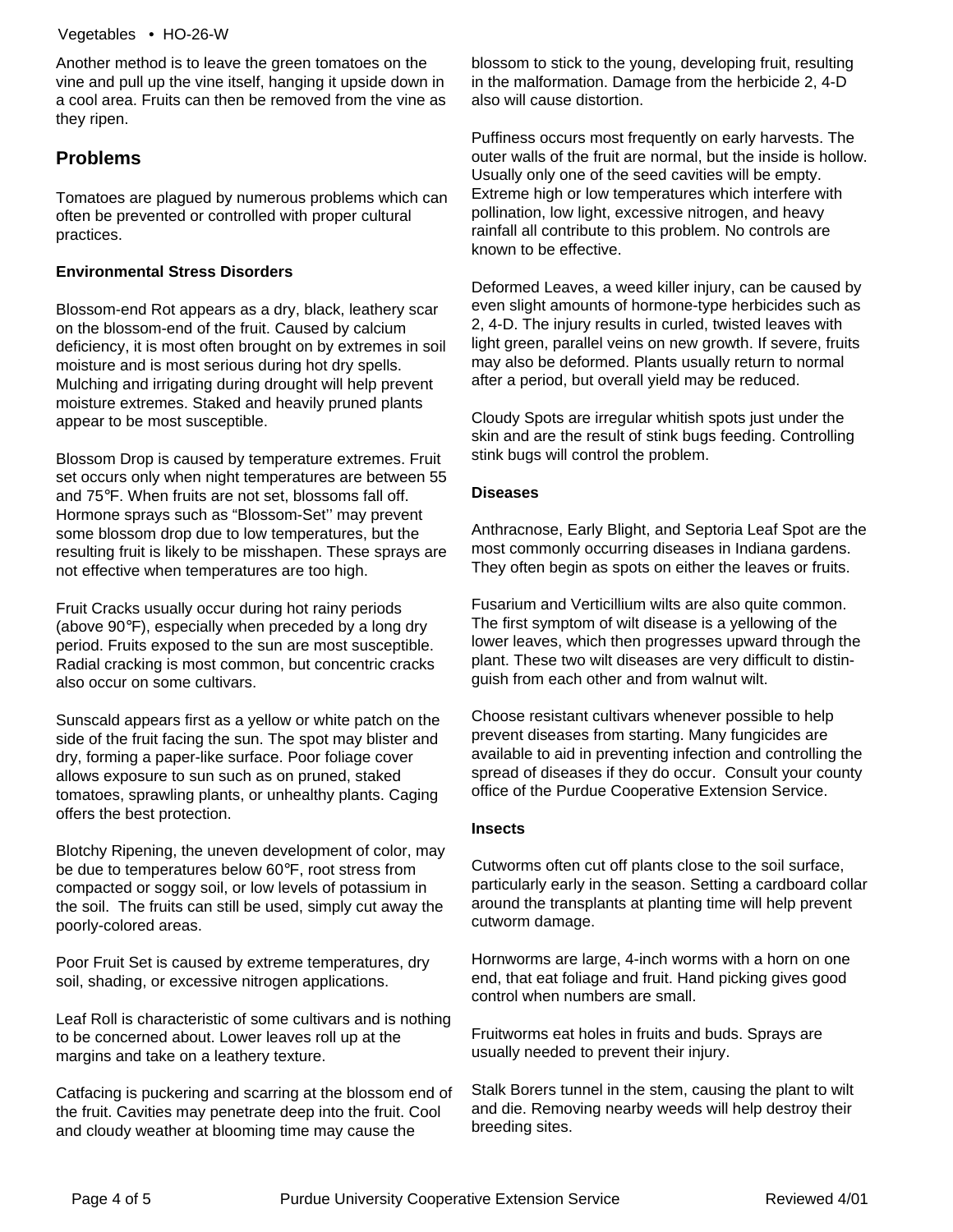Another method is to leave the green tomatoes on the vine and pull up the vine itself, hanging it upside down in a cool area. Fruits can then be removed from the vine as they ripen.

## Problems

Tomatoes are plagued by numerous problems which can often be prevented or controlled with proper cultural practices.

### Environmental Stress Disorders

Blossom-end Rot appears as a dry, black, leathery scar on the blossom-end of the fruit. Caused by calcium deficiency, it is most often brought on by extremes in soil moisture and is most serious during hot dry spells. Mulching and irrigating during drought will help prevent moisture extremes. Staked and heavily pruned plants appear to be most susceptible.

Blossom Drop is caused by temperature extremes. Fruit set occurs only when night temperatures are between 55 and 75°F. When fruits are not set, blossoms fall off. Hormone sprays such as "Blossom-Set'' may prevent some blossom drop due to low temperatures, but the resulting fruit is likely to be misshapen. These sprays are not effective when temperatures are too high.

Fruit Cracks usually occur during hot rainy periods (above 90°F), especially when preceded by a long dry period. Fruits exposed to the sun are most susceptible. Radial cracking is most common, but concentric cracks also occur on some cultivars.

Sunscald appears first as a yellow or white patch on the side of the fruit facing the sun. The spot may blister and dry, forming a paper-like surface. Poor foliage cover allows exposure to sun such as on pruned, staked tomatoes, sprawling plants, or unhealthy plants. Caging offers the best protection.

Blotchy Ripening, the uneven development of color, may be due to temperatures below 60°F, root stress from compacted or soggy soil, or low levels of potassium in the soil. The fruits can still be used, simply cut away the poorly-colored areas.

Poor Fruit Set is caused by extreme temperatures, dry soil, shading, or excessive nitrogen applications.

Leaf Roll is characteristic of some cultivars and is nothing to be concerned about. Lower leaves roll up at the margins and take on a leathery texture.

Catfacing is puckering and scarring at the blossom end of the fruit. Cavities may penetrate deep into the fruit. Cool and cloudy weather at blooming time may cause the blossom to stick to the young, developing fruit, resulting in the malformation. Damage from the herbicide 2, 4-D also will cause distortion.

Puffiness occurs most frequently on early harvests. The outer walls of the fruit are normal, but the inside is hollow. Usually only one of the seed cavities will be empty. Extreme high or low temperatures which interfere with pollination, low light, excessive nitrogen, and heavy rainfall all contribute to this problem. No controls are known to be effective.

Deformed Leaves, a weed killer injury, can be caused by even slight amounts of hormone-type herbicides such as 2, 4-D. The injury results in curled, twisted leaves with light green, parallel veins on new growth. If severe, fruits may also be deformed. Plants usually return to normal after a period, but overall yield may be reduced.

Cloudy Spots are irregular whitish spots just under the skin and are the result of stink bugs feeding. Controlling stink bugs will control the problem.

### Diseases

Anthracnose, Early Blight, and Septoria Leaf Spot are the most commonly occurring diseases in Indiana gardens. They often begin as spots on either the leaves or fruits.

Fusarium and Verticillium wilts are also quite common. The first symptom of wilt disease is a yellowing of the lower leaves, which then progresses upward through the plant. These two wilt diseases are very difficult to distinguish from each other and from walnut wilt.

Choose resistant cultivars whenever possible to help prevent diseases from starting. Many fungicides are available to aid in preventing infection and controlling the spread of diseases if they do occur. Consult your county office of the Purdue Cooperative Extension Service.

### Insects

Cutworms often cut off plants close to the soil surface, particularly early in the season. Setting a cardboard collar around the transplants at planting time will help prevent cutworm damage.

Hornworms are large, 4-inch worms with a horn on one end, that eat foliage and fruit. Hand picking gives good control when numbers are small.

Fruitworms eat holes in fruits and buds. Sprays are usually needed to prevent their injury.

Stalk Borers tunnel in the stem, causing the plant to wilt and die. Removing nearby weeds will help destroy their breeding sites.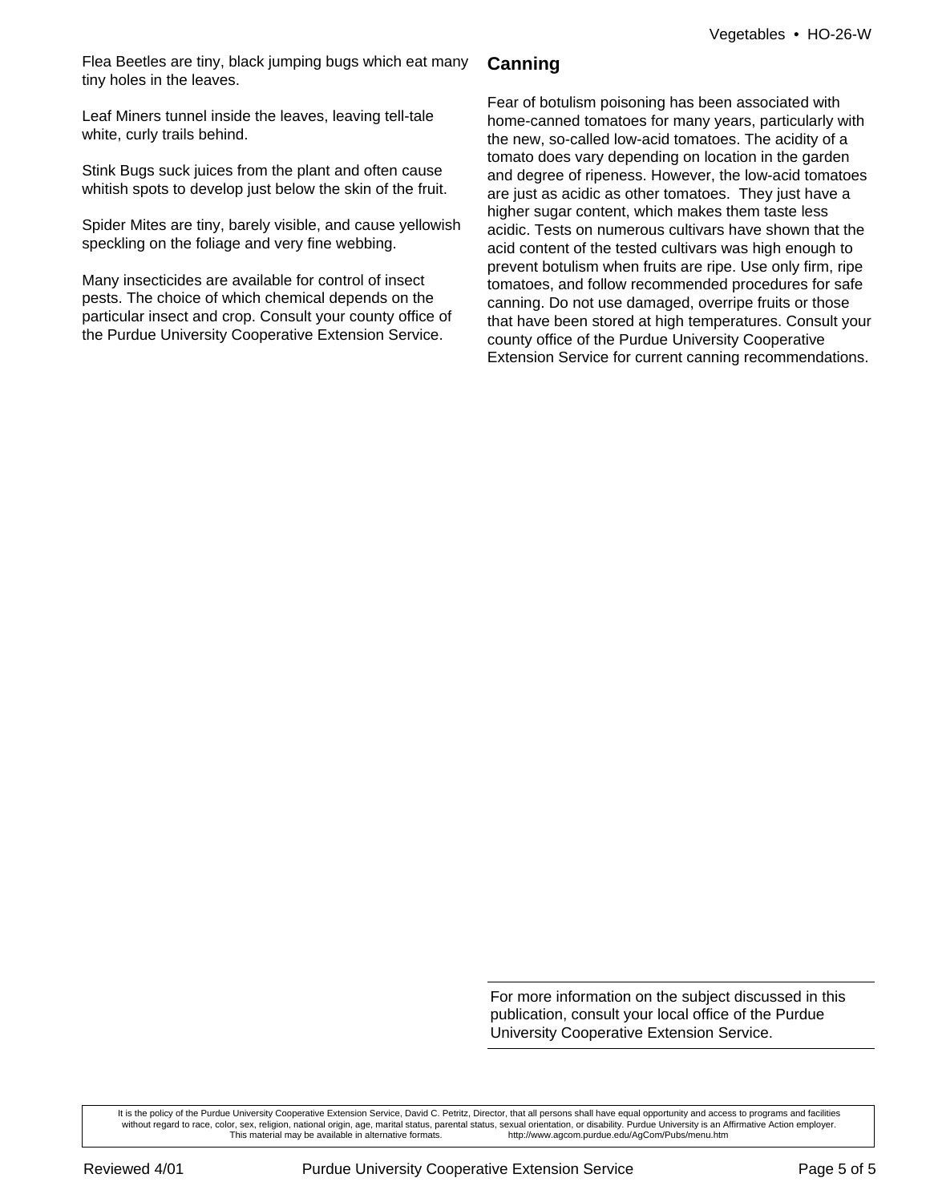Flea Beetles are tiny, black jumping bugs which eat many tiny holes in the leaves.

Leaf Miners tunnel inside the leaves, leaving tell-tale white, curly trails behind.

Stink Bugs suck juices from the plant and often cause whitish spots to develop just below the skin of the fruit.

Spider Mites are tiny, barely visible, and cause yellowish speckling on the foliage and very fine webbing.

Many insecticides are available for control of insect pests. The choice of which chemical depends on the particular insect and crop. Consult your county office of the Purdue University Cooperative Extension Service.

## Canning

Fear of botulism poisoning has been associated with home-canned tomatoes for many years, particularly with the new, so-called low-acid tomatoes. The acidity of a tomato does vary depending on location in the garden and degree of ripeness. However, the low-acid tomatoes are just as acidic as other tomatoes. They just have a higher sugar content, which makes them taste less acidic. Tests on numerous cultivars have shown that the acid content of the tested cultivars was high enough to prevent botulism when fruits are ripe. Use only firm, ripe tomatoes, and follow recommended procedures for safe canning. Do not use damaged, overripe fruits or those that have been stored at high temperatures. Consult your county office of the Purdue University Cooperative Extension Service for current canning recommendations.

For more information on the subject discussed in this publication, consult your local office of the Purdue University Cooperative Extension Service.

It is the policy of the Purdue University Cooperative Extension Service, David C. Petritz, Director, that all persons shall have equal opportunity and access to programs and facilities without regard to race, color, sex, religion, national origin, age, marital status, parental status, sexual orientation, or disability. Purdue University is an Affirmative Action employer. This material may be available in alternative formats. http://www.agcom.purdue.edu/AgCom/Pubs/menu.htm

Reviewed 4/01